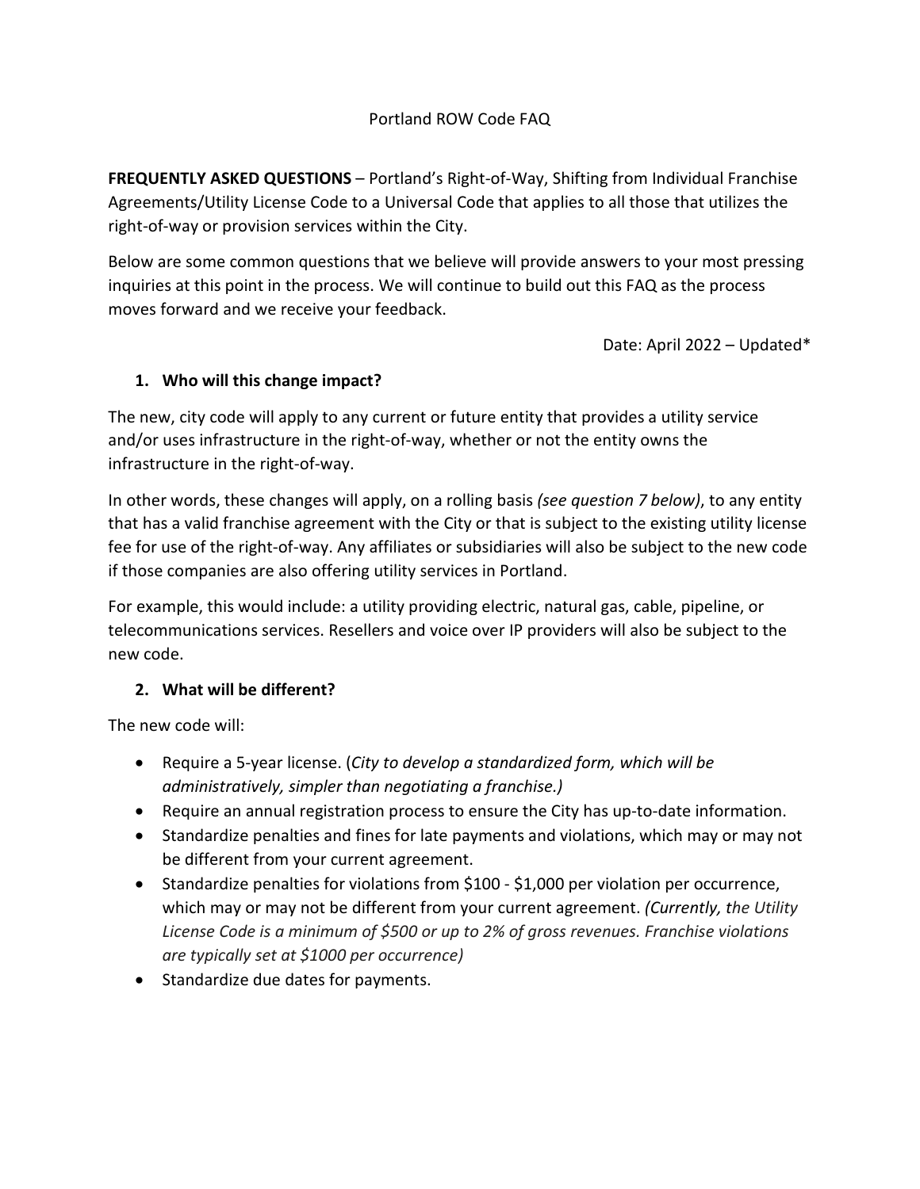Portland ROW Code FAQ

**FREQUENTLY ASKED QUESTIONS** – Portland's Right-of-Way, Shifting from Individual Franchise Agreements/Utility License Code to a Universal Code that applies to all those that utilizes the right-of-way or provision services within the City.

Below are some common questions that we believe will provide answers to your most pressing inquiries at this point in the process. We will continue to build out this FAQ as the process moves forward and we receive your feedback.

Date: April 2022 – Updated*

### 1. Who will this change impact?

The new, city code will apply to any current or future entity that provides a utility service and/or uses infrastructure in the right-of-way, whether or not the entity owns the infrastructure in the right-of-way.

In other words, these changes will apply, on a rolling basis *(see question 7 below)*, to any entity that has a valid franchise agreement with the City or that is subject to the existing utility license fee for use of the right-of-way. Any affiliates or subsidiaries will also be subject to the new code if those companies are also offering utility services in Portland.

For example, this would include: a utility providing electric, natural gas, cable, pipeline, or telecommunications services. Resellers and voice over IP providers will also be subject to the new code.

### 2. What will be different?

The new code will:

- Require a 5-year license. (*City to develop a standardized form, which will be administratively, simpler than negotiating a franchise.)*
- Require an annual registration process to ensure the City has up-to-date information.
- Standardize penalties and fines for late payments and violations, which may or may not be different from your current agreement.
- Standardize penalties for violations from $100 - $1,000 per violation per occurrence, which may or may not be different from your current agreement. *(Currently, the Utility License Code is a minimum of $500 or up to 2% of gross revenues. Franchise violations are typically set at $1000 per occurrence)*
- Standardize due dates for payments.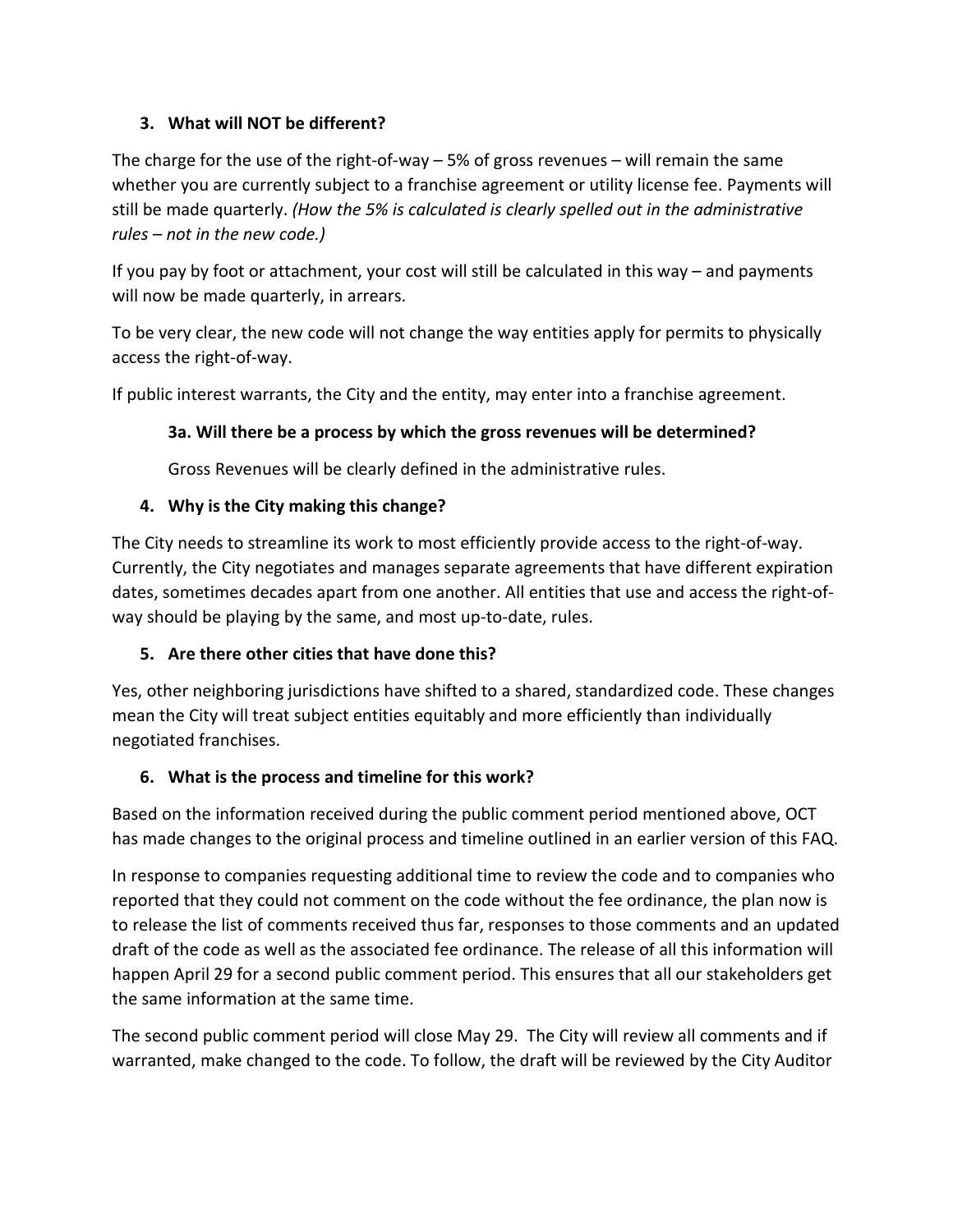### 3. What will NOT be different?

The charge for the use of the right-of-way – 5% of gross revenues – will remain the same whether you are currently subject to a franchise agreement or utility license fee. Payments will still be made quarterly. *(How the 5% is calculated is clearly spelled out in the administrative rules – not in the new code.)*

If you pay by foot or attachment, your cost will still be calculated in this way – and payments will now be made quarterly, in arrears.

To be very clear, the new code will not change the way entities apply for permits to physically access the right-of-way.

If public interest warrants, the City and the entity, may enter into a franchise agreement.

#### 3a. Will there be a process by which the gross revenues will be determined?

Gross Revenues will be clearly defined in the administrative rules.

### 4. Why is the City making this change?

The City needs to streamline its work to most efficiently provide access to the right-of-way. Currently, the City negotiates and manages separate agreements that have different expiration dates, sometimes decades apart from one another. All entities that use and access the right-of-way should be playing by the same, and most up-to-date, rules.

### 5. Are there other cities that have done this?

Yes, other neighboring jurisdictions have shifted to a shared, standardized code. These changes mean the City will treat subject entities equitably and more efficiently than individually negotiated franchises.

### 6. What is the process and timeline for this work?

Based on the information received during the public comment period mentioned above, OCT has made changes to the original process and timeline outlined in an earlier version of this FAQ.

In response to companies requesting additional time to review the code and to companies who reported that they could not comment on the code without the fee ordinance, the plan now is to release the list of comments received thus far, responses to those comments and an updated draft of the code as well as the associated fee ordinance. The release of all this information will happen April 29 for a second public comment period. This ensures that all our stakeholders get the same information at the same time.

The second public comment period will close May 29. The City will review all comments and if warranted, make changed to the code. To follow, the draft will be reviewed by the City Auditor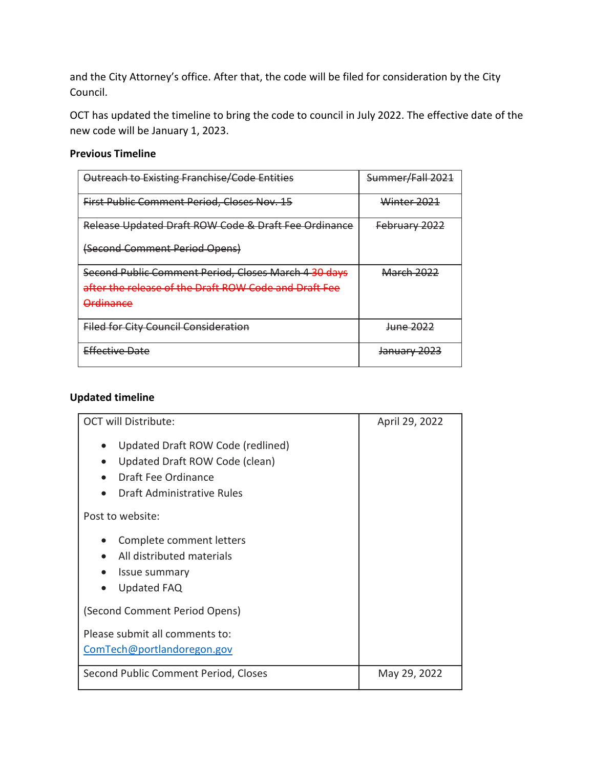and the City Attorney's office. After that, the code will be filed for consideration by the City Council.

OCT has updated the timeline to bring the code to council in July 2022. The effective date of the new code will be January 1, 2023.

**Previous Timeline**

| ~~Outreach to Existing Franchise/Code Entities~~ | ~~Summer/Fall 2021~~ |
|---|---|
| ~~First Public Comment Period, Closes Nov. 15~~ | ~~Winter 2021~~ |
| ~~Release Updated Draft ROW Code & Draft Fee Ordinance~~<br><br>~~(Second Comment Period Opens)~~ | ~~February 2022~~ |
| ~~Second Public Comment Period, Closes March 4 30 days after the release of the Draft ROW Code and Draft Fee Ordinance~~ | ~~March 2022~~ |
| ~~Filed for City Council Consideration~~ | ~~June 2022~~ |
| ~~Effective Date~~ | ~~January 2023~~ |

**Updated timeline**

| OCT will Distribute:<br><br>• Updated Draft ROW Code (redlined)<br>• Updated Draft ROW Code (clean)<br>• Draft Fee Ordinance<br>• Draft Administrative Rules<br><br>Post to website:<br><br>• Complete comment letters<br>• All distributed materials<br>• Issue summary<br>• Updated FAQ<br><br>(Second Comment Period Opens)<br><br>Please submit all comments to: ComTech@portlandoregon.gov | April 29, 2022 |
|---|---|
| Second Public Comment Period, Closes | May 29, 2022 |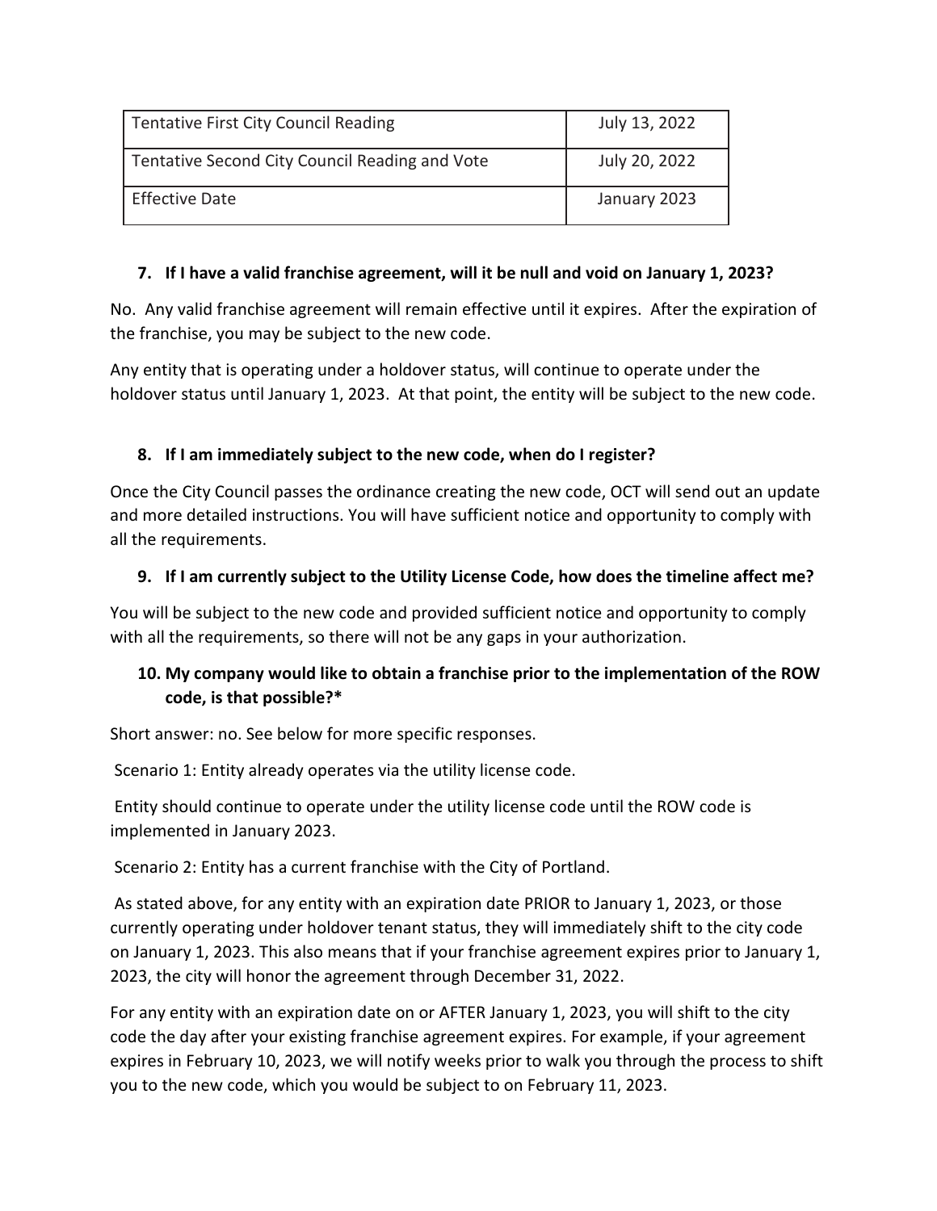| Tentative First City Council Reading | July 13, 2022 |
| --- | --- |
| Tentative Second City Council Reading and Vote | July 20, 2022 |
| Effective Date | January 2023 |

**7. If I have a valid franchise agreement, will it be null and void on January 1, 2023?**

No. Any valid franchise agreement will remain effective until it expires. After the expiration of the franchise, you may be subject to the new code.

Any entity that is operating under a holdover status, will continue to operate under the holdover status until January 1, 2023. At that point, the entity will be subject to the new code.

**8. If I am immediately subject to the new code, when do I register?**

Once the City Council passes the ordinance creating the new code, OCT will send out an update and more detailed instructions. You will have sufficient notice and opportunity to comply with all the requirements.

**9. If I am currently subject to the Utility License Code, how does the timeline affect me?**

You will be subject to the new code and provided sufficient notice and opportunity to comply with all the requirements, so there will not be any gaps in your authorization.

**10. My company would like to obtain a franchise prior to the implementation of the ROW code, is that possible?***

Short answer: no. See below for more specific responses.

Scenario 1: Entity already operates via the utility license code.

Entity should continue to operate under the utility license code until the ROW code is implemented in January 2023.

Scenario 2: Entity has a current franchise with the City of Portland.

As stated above, for any entity with an expiration date PRIOR to January 1, 2023, or those currently operating under holdover tenant status, they will immediately shift to the city code on January 1, 2023. This also means that if your franchise agreement expires prior to January 1, 2023, the city will honor the agreement through December 31, 2022.

For any entity with an expiration date on or AFTER January 1, 2023, you will shift to the city code the day after your existing franchise agreement expires. For example, if your agreement expires in February 10, 2023, we will notify weeks prior to walk you through the process to shift you to the new code, which you would be subject to on February 11, 2023.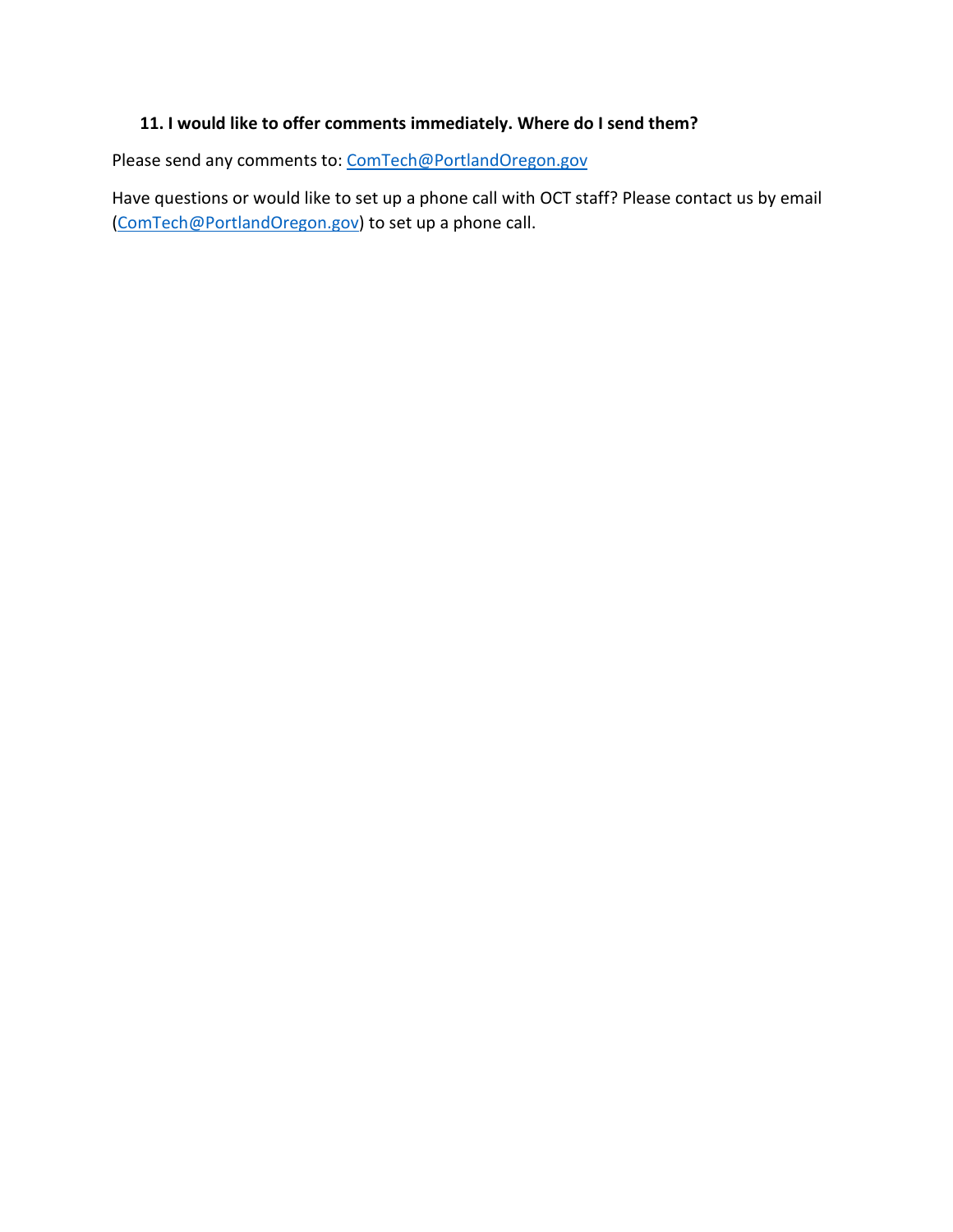### 11. I would like to offer comments immediately. Where do I send them?

Please send any comments to: ComTech@PortlandOregon.gov

Have questions or would like to set up a phone call with OCT staff? Please contact us by email (ComTech@PortlandOregon.gov) to set up a phone call.